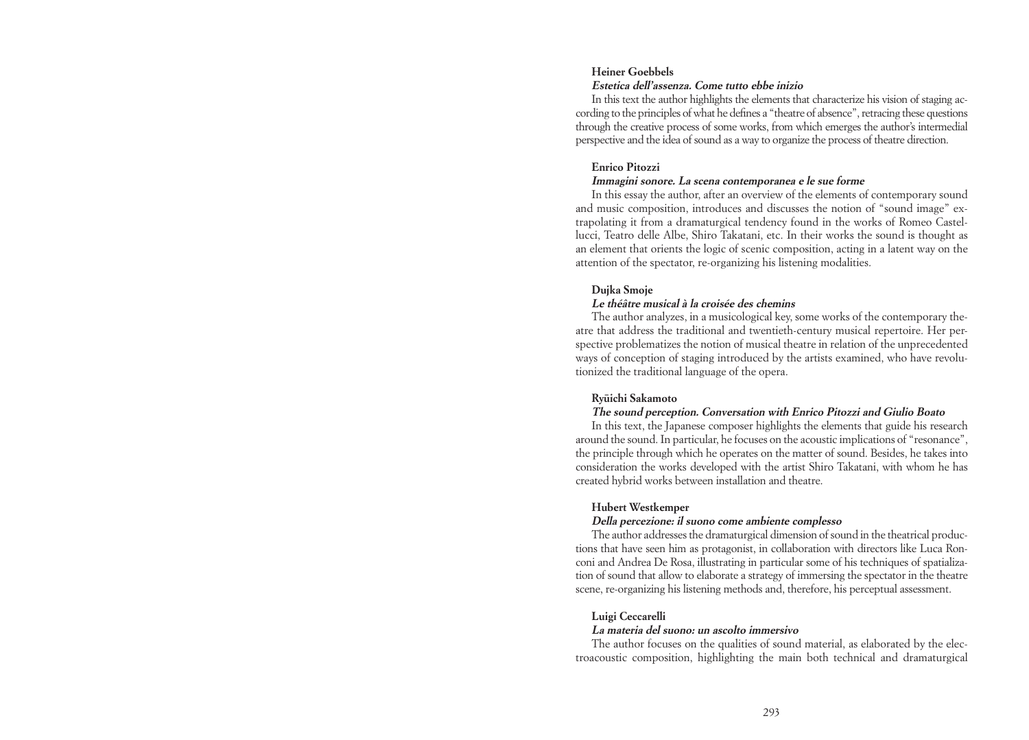**Heiner Goebbels**

***Estetica dell'assenza. Come tutto ebbe inizio***

In this text the author highlights the elements that characterize his vision of staging according to the principles of what he defines a "theatre of absence", retracing these questions through the creative process of some works, from which emerges the author's intermedial perspective and the idea of sound as a way to organize the process of theatre direction.

**Enrico Pitozzi**

***Immagini sonore. La scena contemporanea e le sue forme***

In this essay the author, after an overview of the elements of contemporary sound and music composition, introduces and discusses the notion of "sound image" extrapolating it from a dramaturgical tendency found in the works of Romeo Castellucci, Teatro delle Albe, Shiro Takatani, etc. In their works the sound is thought as an element that orients the logic of scenic composition, acting in a latent way on the attention of the spectator, re-organizing his listening modalities.

**Dujka Smoje**

***Le théâtre musical à la croisée des chemins***

The author analyzes, in a musicological key, some works of the contemporary theatre that address the traditional and twentieth-century musical repertoire. Her perspective problematizes the notion of musical theatre in relation of the unprecedented ways of conception of staging introduced by the artists examined, who have revolutionized the traditional language of the opera.

**Ryūichi Sakamoto**

***The sound perception. Conversation with Enrico Pitozzi and Giulio Boato***

In this text, the Japanese composer highlights the elements that guide his research around the sound. In particular, he focuses on the acoustic implications of "resonance", the principle through which he operates on the matter of sound. Besides, he takes into consideration the works developed with the artist Shiro Takatani, with whom he has created hybrid works between installation and theatre.

**Hubert Westkemper**

***Della percezione: il suono come ambiente complesso***

The author addresses the dramaturgical dimension of sound in the theatrical productions that have seen him as protagonist, in collaboration with directors like Luca Ronconi and Andrea De Rosa, illustrating in particular some of his techniques of spatialization of sound that allow to elaborate a strategy of immersing the spectator in the theatre scene, re-organizing his listening methods and, therefore, his perceptual assessment.

**Luigi Ceccarelli**

***La materia del suono: un ascolto immersivo***

The author focuses on the qualities of sound material, as elaborated by the electroacoustic composition, highlighting the main both technical and dramaturgical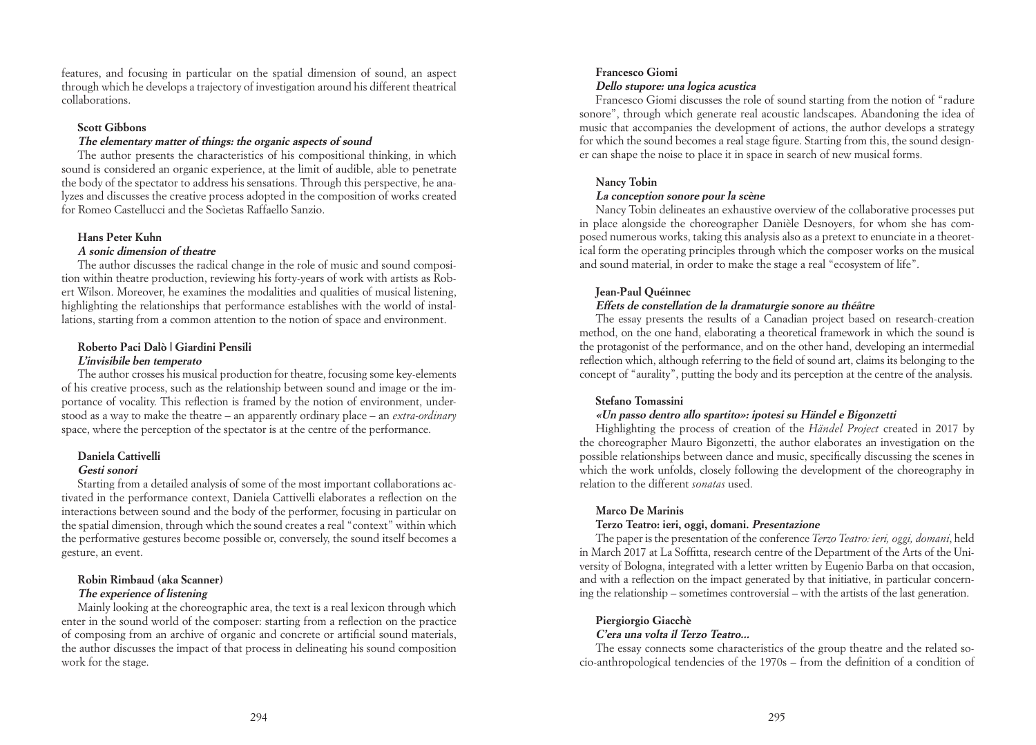features, and focusing in particular on the spatial dimension of sound, an aspect through which he develops a trajectory of investigation around his different theatrical collaborations.

**Scott Gibbons**
***The elementary matter of things: the organic aspects of sound***

The author presents the characteristics of his compositional thinking, in which sound is considered an organic experience, at the limit of audible, able to penetrate the body of the spectator to address his sensations. Through this perspective, he analyzes and discusses the creative process adopted in the composition of works created for Romeo Castellucci and the Socìetas Raffaello Sanzio.

**Hans Peter Kuhn**
***A sonic dimension of theatre***

The author discusses the radical change in the role of music and sound composition within theatre production, reviewing his forty-years of work with artists as Robert Wilson. Moreover, he examines the modalities and qualities of musical listening, highlighting the relationships that performance establishes with the world of installations, starting from a common attention to the notion of space and environment.

**Roberto Paci Dalò | Giardini Pensili**
***L'invisibile ben temperato***

The author crosses his musical production for theatre, focusing some key-elements of his creative process, such as the relationship between sound and image or the importance of vocality. This reflection is framed by the notion of environment, understood as a way to make the theatre – an apparently ordinary place – an *extra-ordinary* space, where the perception of the spectator is at the centre of the performance.

**Daniela Cattivelli**
***Gesti sonori***

Starting from a detailed analysis of some of the most important collaborations activated in the performance context, Daniela Cattivelli elaborates a reflection on the interactions between sound and the body of the performer, focusing in particular on the spatial dimension, through which the sound creates a real "context" within which the performative gestures become possible or, conversely, the sound itself becomes a gesture, an event.

**Robin Rimbaud (aka Scanner)**
***The experience of listening***

Mainly looking at the choreographic area, the text is a real lexicon through which enter in the sound world of the composer: starting from a reflection on the practice of composing from an archive of organic and concrete or artificial sound materials, the author discusses the impact of that process in delineating his sound composition work for the stage.

**Francesco Giomi**
***Dello stupore: una logica acustica***

Francesco Giomi discusses the role of sound starting from the notion of "radure sonore", through which generate real acoustic landscapes. Abandoning the idea of music that accompanies the development of actions, the author develops a strategy for which the sound becomes a real stage figure. Starting from this, the sound designer can shape the noise to place it in space in search of new musical forms.

**Nancy Tobin**
***La conception sonore pour la scène***

Nancy Tobin delineates an exhaustive overview of the collaborative processes put in place alongside the choreographer Danièle Desnoyers, for whom she has composed numerous works, taking this analysis also as a pretext to enunciate in a theoretical form the operating principles through which the composer works on the musical and sound material, in order to make the stage a real "ecosystem of life".

**Jean-Paul Quéinnec**
***Effets de constellation de la dramaturgie sonore au théâtre***

The essay presents the results of a Canadian project based on research-creation method, on the one hand, elaborating a theoretical framework in which the sound is the protagonist of the performance, and on the other hand, developing an intermedial reflection which, although referring to the field of sound art, claims its belonging to the concept of "aurality", putting the body and its perception at the centre of the analysis.

**Stefano Tomassini**
***«Un passo dentro allo spartito»: ipotesi su Händel e Bigonzetti***

Highlighting the process of creation of the *Händel Project* created in 2017 by the choreographer Mauro Bigonzetti, the author elaborates an investigation on the possible relationships between dance and music, specifically discussing the scenes in which the work unfolds, closely following the development of the choreography in relation to the different *sonatas* used.

**Marco De Marinis**
**Terzo Teatro: ieri, oggi, domani. *Presentazione***

The paper is the presentation of the conference *Terzo Teatro: ieri, oggi, domani*, held in March 2017 at La Soffitta, research centre of the Department of the Arts of the University of Bologna, integrated with a letter written by Eugenio Barba on that occasion, and with a reflection on the impact generated by that initiative, in particular concerning the relationship – sometimes controversial – with the artists of the last generation.

**Piergiorgio Giacchè**
***C'era una volta il Terzo Teatro...***

The essay connects some characteristics of the group theatre and the related socio-anthropological tendencies of the 1970s – from the definition of a condition of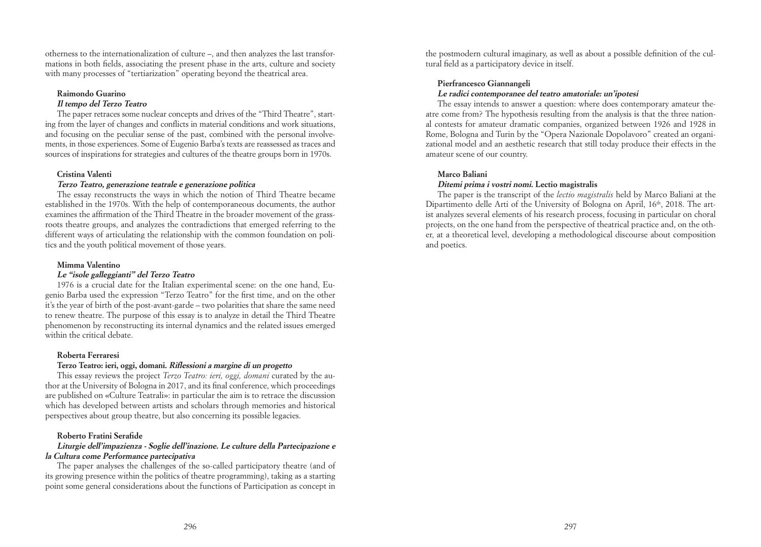otherness to the internationalization of culture –, and then analyzes the last transformations in both fields, associating the present phase in the arts, culture and society with many processes of "tertiarization" operating beyond the theatrical area.

**Raimondo Guarino**

***Il tempo del Terzo Teatro***

The paper retraces some nuclear concepts and drives of the "Third Theatre", starting from the layer of changes and conflicts in material conditions and work situations, and focusing on the peculiar sense of the past, combined with the personal involvements, in those experiences. Some of Eugenio Barba's texts are reassessed as traces and sources of inspirations for strategies and cultures of the theatre groups born in 1970s.

**Cristina Valenti**

***Terzo Teatro, generazione teatrale e generazione politica***

The essay reconstructs the ways in which the notion of Third Theatre became established in the 1970s. With the help of contemporaneous documents, the author examines the affirmation of the Third Theatre in the broader movement of the grassroots theatre groups, and analyzes the contradictions that emerged referring to the different ways of articulating the relationship with the common foundation on politics and the youth political movement of those years.

**Mimma Valentino**

***Le "isole galleggianti" del Terzo Teatro***

1976 is a crucial date for the Italian experimental scene: on the one hand, Eugenio Barba used the expression "Terzo Teatro" for the first time, and on the other it's the year of birth of the post-avant-garde – two polarities that share the same need to renew theatre. The purpose of this essay is to analyze in detail the Third Theatre phenomenon by reconstructing its internal dynamics and the related issues emerged within the critical debate.

**Roberta Ferraresi**

**Terzo Teatro: ieri, oggi, domani. *Riflessioni a margine di un progetto***

This essay reviews the project *Terzo Teatro: ieri, oggi, domani* curated by the author at the University of Bologna in 2017, and its final conference, which proceedings are published on «Culture Teatrali»: in particular the aim is to retrace the discussion which has developed between artists and scholars through memories and historical perspectives about group theatre, but also concerning its possible legacies.

**Roberto Fratini Serafide**

***Liturgie dell'impazienza - Soglie dell'inazione. Le culture della Partecipazione e la Cultura come Performance partecipativa***

The paper analyses the challenges of the so-called participatory theatre (and of its growing presence within the politics of theatre programming), taking as a starting point some general considerations about the functions of Participation as concept in the postmodern cultural imaginary, as well as about a possible definition of the cultural field as a participatory device in itself.

**Pierfrancesco Giannangeli**

***Le radici contemporanee del teatro amatoriale: un'ipotesi***

The essay intends to answer a question: where does contemporary amateur theatre come from? The hypothesis resulting from the analysis is that the three national contests for amateur dramatic companies, organized between 1926 and 1928 in Rome, Bologna and Turin by the "Opera Nazionale Dopolavoro" created an organizational model and an aesthetic research that still today produce their effects in the amateur scene of our country.

**Marco Baliani**

***Ditemi prima i vostri nomi.* Lectio magistralis**

The paper is the transcript of the *lectio magistralis* held by Marco Baliani at the Dipartimento delle Arti of the University of Bologna on April, 16th, 2018. The artist analyzes several elements of his research process, focusing in particular on choral projects, on the one hand from the perspective of theatrical practice and, on the other, at a theoretical level, developing a methodological discourse about composition and poetics.